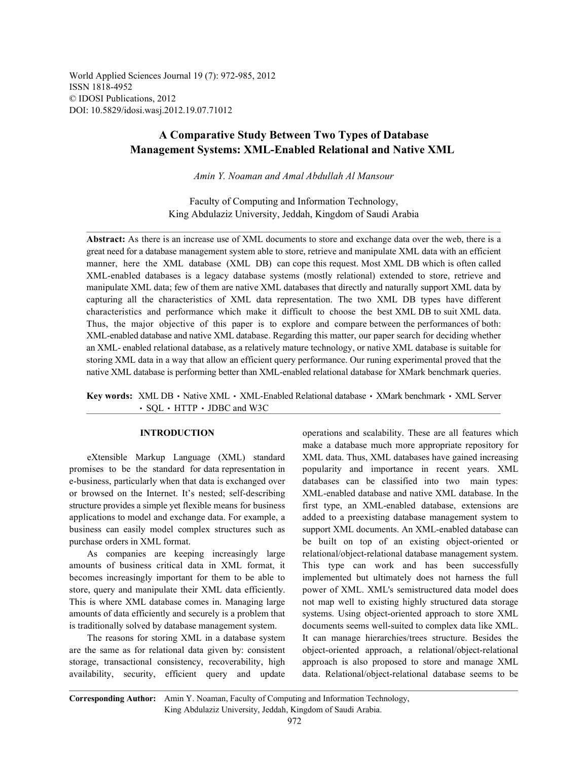World Applied Sciences Journal 19 (7): 972-985, 2012
ISSN 1818-4952
© IDOSI Publications, 2012
DOI: 10.5829/idosi.wasj.2012.19.07.71012

# A Comparative Study Between Two Types of Database Management Systems: XML-Enabled Relational and Native XML

*Amin Y. Noaman and Amal Abdullah Al Mansour*

Faculty of Computing and Information Technology,
King Abdulaziz University, Jeddah, Kingdom of Saudi Arabia

**Abstract:** As there is an increase use of XML documents to store and exchange data over the web, there is a great need for a database management system able to store, retrieve and manipulate XML data with an efficient manner, here the XML database (XML DB) can cope this request. Most XML DB which is often called XML-enabled databases is a legacy database systems (mostly relational) extended to store, retrieve and manipulate XML data; few of them are native XML databases that directly and naturally support XML data by capturing all the characteristics of XML data representation. The two XML DB types have different characteristics and performance which make it difficult to choose the best XML DB to suit XML data. Thus, the major objective of this paper is to explore and compare between the performances of both: XML-enabled database and native XML database. Regarding this matter, our paper search for deciding whether an XML- enabled relational database, as a relatively mature technology, or native XML database is suitable for storing XML data in a way that allow an efficient query performance. Our runing experimental proved that the native XML database is performing better than XML-enabled relational database for XMark benchmark queries.

**Key words:** XML DB • Native XML • XML-Enabled Relational database • XMark benchmark • XML Server • SQL • HTTP • JDBC and W3C

## INTRODUCTION

eXtensible Markup Language (XML) standard promises to be the standard for data representation in e-business, particularly when that data is exchanged over or browsed on the Internet. It's nested; self-describing structure provides a simple yet flexible means for business applications to model and exchange data. For example, a business can easily model complex structures such as purchase orders in XML format.

As companies are keeping increasingly large amounts of business critical data in XML format, it becomes increasingly important for them to be able to store, query and manipulate their XML data efficiently. This is where XML database comes in. Managing large amounts of data efficiently and securely is a problem that is traditionally solved by database management system.

The reasons for storing XML in a database system are the same as for relational data given by: consistent storage, transactional consistency, recoverability, high availability, security, efficient query and update operations and scalability. These are all features which make a database much more appropriate repository for XML data. Thus, XML databases have gained increasing popularity and importance in recent years. XML databases can be classified into two main types: XML-enabled database and native XML database. In the first type, an XML-enabled database, extensions are added to a preexisting database management system to support XML documents. An XML-enabled database can be built on top of an existing object-oriented or relational/object-relational database management system. This type can work and has been successfully implemented but ultimately does not harness the full power of XML. XML's semistructured data model does not map well to existing highly structured data storage systems. Using object-oriented approach to store XML documents seems well-suited to complex data like XML. It can manage hierarchies/trees structure. Besides the object-oriented approach, a relational/object-relational approach is also proposed to store and manage XML data. Relational/object-relational database seems to be

**Corresponding Author:** Amin Y. Noaman, Faculty of Computing and Information Technology, King Abdulaziz University, Jeddah, Kingdom of Saudi Arabia.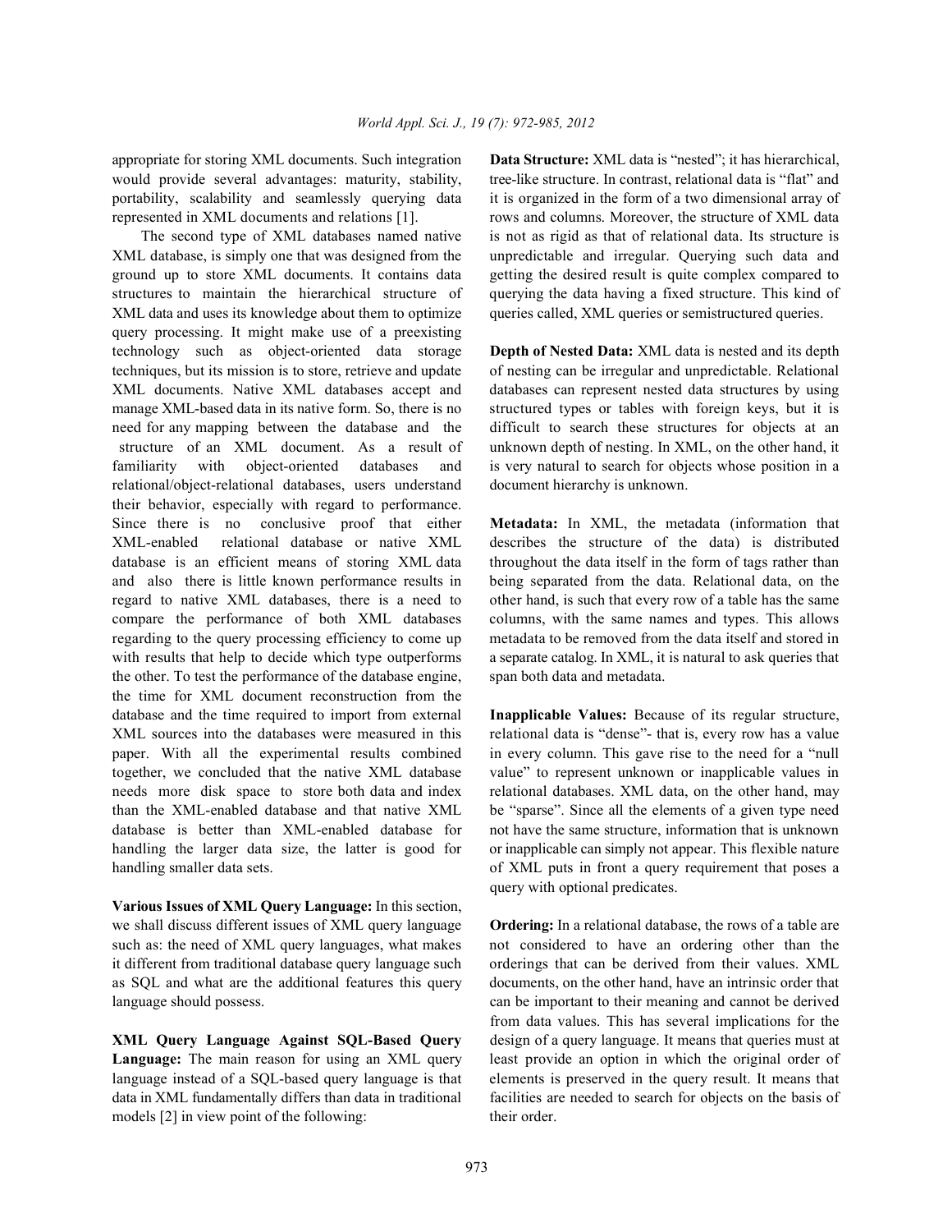appropriate for storing XML documents. Such integration would provide several advantages: maturity, stability, portability, scalability and seamlessly querying data represented in XML documents and relations [1].

The second type of XML databases named native XML database, is simply one that was designed from the ground up to store XML documents. It contains data structures to maintain the hierarchical structure of XML data and uses its knowledge about them to optimize query processing. It might make use of a preexisting technology such as object-oriented data storage techniques, but its mission is to store, retrieve and update XML documents. Native XML databases accept and manage XML-based data in its native form. So, there is no need for any mapping between the database and the structure of an XML document. As a result of familiarity with object-oriented databases and relational/object-relational databases, users understand their behavior, especially with regard to performance. Since there is no conclusive proof that either XML-enabled relational database or native XML database is an efficient means of storing XML data and also there is little known performance results in regard to native XML databases, there is a need to compare the performance of both XML databases regarding to the query processing efficiency to come up with results that help to decide which type outperforms the other. To test the performance of the database engine, the time for XML document reconstruction from the database and the time required to import from external XML sources into the databases were measured in this paper. With all the experimental results combined together, we concluded that the native XML database needs more disk space to store both data and index than the XML-enabled database and that native XML database is better than XML-enabled database for handling the larger data size, the latter is good for handling smaller data sets.

**Various Issues of XML Query Language:** In this section, we shall discuss different issues of XML query language such as: the need of XML query languages, what makes it different from traditional database query language such as SQL and what are the additional features this query language should possess.

**XML Query Language Against SQL-Based Query Language:** The main reason for using an XML query language instead of a SQL-based query language is that data in XML fundamentally differs than data in traditional models [2] in view point of the following:

**Data Structure:** XML data is "nested"; it has hierarchical, tree-like structure. In contrast, relational data is "flat" and it is organized in the form of a two dimensional array of rows and columns. Moreover, the structure of XML data is not as rigid as that of relational data. Its structure is unpredictable and irregular. Querying such data and getting the desired result is quite complex compared to querying the data having a fixed structure. This kind of queries called, XML queries or semistructured queries.

**Depth of Nested Data:** XML data is nested and its depth of nesting can be irregular and unpredictable. Relational databases can represent nested data structures by using structured types or tables with foreign keys, but it is difficult to search these structures for objects at an unknown depth of nesting. In XML, on the other hand, it is very natural to search for objects whose position in a document hierarchy is unknown.

**Metadata:** In XML, the metadata (information that describes the structure of the data) is distributed throughout the data itself in the form of tags rather than being separated from the data. Relational data, on the other hand, is such that every row of a table has the same columns, with the same names and types. This allows metadata to be removed from the data itself and stored in a separate catalog. In XML, it is natural to ask queries that span both data and metadata.

**Inapplicable Values:** Because of its regular structure, relational data is "dense"- that is, every row has a value in every column. This gave rise to the need for a "null value" to represent unknown or inapplicable values in relational databases. XML data, on the other hand, may be "sparse". Since all the elements of a given type need not have the same structure, information that is unknown or inapplicable can simply not appear. This flexible nature of XML puts in front a query requirement that poses a query with optional predicates.

**Ordering:** In a relational database, the rows of a table are not considered to have an ordering other than the orderings that can be derived from their values. XML documents, on the other hand, have an intrinsic order that can be important to their meaning and cannot be derived from data values. This has several implications for the design of a query language. It means that queries must at least provide an option in which the original order of elements is preserved in the query result. It means that facilities are needed to search for objects on the basis of their order.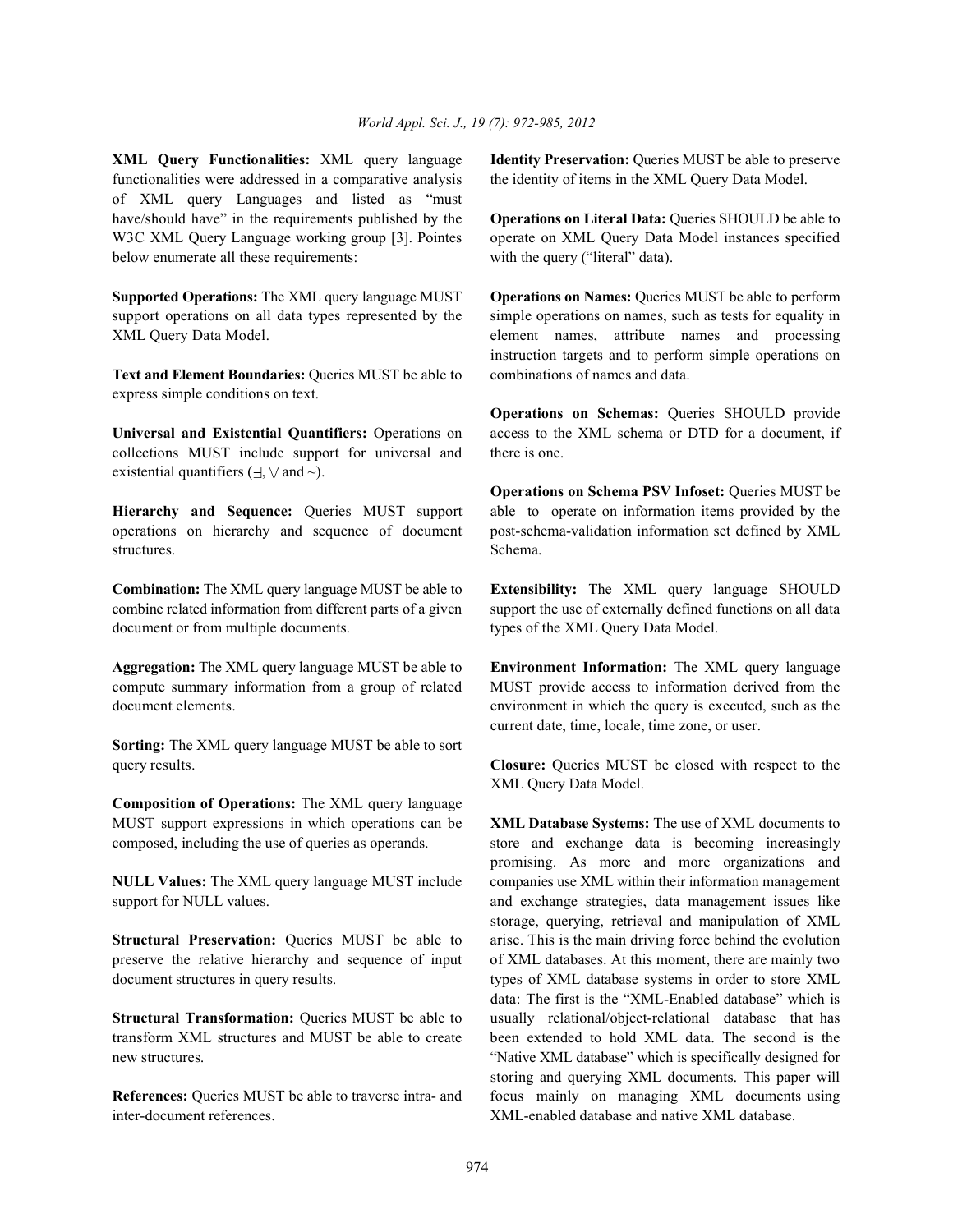**XML Query Functionalities:** XML query language functionalities were addressed in a comparative analysis of XML query Languages and listed as "must have/should have" in the requirements published by the W3C XML Query Language working group [3]. Pointes below enumerate all these requirements:

**Supported Operations:** The XML query language MUST support operations on all data types represented by the XML Query Data Model.

**Text and Element Boundaries:** Queries MUST be able to express simple conditions on text.

**Universal and Existential Quantifiers:** Operations on collections MUST include support for universal and existential quantifiers (∃, ∀ and ~).

**Hierarchy and Sequence:** Queries MUST support operations on hierarchy and sequence of document structures.

**Combination:** The XML query language MUST be able to combine related information from different parts of a given document or from multiple documents.

**Aggregation:** The XML query language MUST be able to compute summary information from a group of related document elements.

**Sorting:** The XML query language MUST be able to sort query results.

**Composition of Operations:** The XML query language MUST support expressions in which operations can be composed, including the use of queries as operands.

**NULL Values:** The XML query language MUST include support for NULL values.

**Structural Preservation:** Queries MUST be able to preserve the relative hierarchy and sequence of input document structures in query results.

**Structural Transformation:** Queries MUST be able to transform XML structures and MUST be able to create new structures.

**References:** Queries MUST be able to traverse intra- and inter-document references.

**Identity Preservation:** Queries MUST be able to preserve the identity of items in the XML Query Data Model.

**Operations on Literal Data:** Queries SHOULD be able to operate on XML Query Data Model instances specified with the query ("literal" data).

**Operations on Names:** Queries MUST be able to perform simple operations on names, such as tests for equality in element names, attribute names and processing instruction targets and to perform simple operations on combinations of names and data.

**Operations on Schemas:** Queries SHOULD provide access to the XML schema or DTD for a document, if there is one.

**Operations on Schema PSV Infoset:** Queries MUST be able to operate on information items provided by the post-schema-validation information set defined by XML Schema.

**Extensibility:** The XML query language SHOULD support the use of externally defined functions on all data types of the XML Query Data Model.

**Environment Information:** The XML query language MUST provide access to information derived from the environment in which the query is executed, such as the current date, time, locale, time zone, or user.

**Closure:** Queries MUST be closed with respect to the XML Query Data Model.

**XML Database Systems:** The use of XML documents to store and exchange data is becoming increasingly promising. As more and more organizations and companies use XML within their information management and exchange strategies, data management issues like storage, querying, retrieval and manipulation of XML arise. This is the main driving force behind the evolution of XML databases. At this moment, there are mainly two types of XML database systems in order to store XML data: The first is the "XML-Enabled database" which is usually relational/object-relational database that has been extended to hold XML data. The second is the "Native XML database" which is specifically designed for storing and querying XML documents. This paper will focus mainly on managing XML documents using XML-enabled database and native XML database.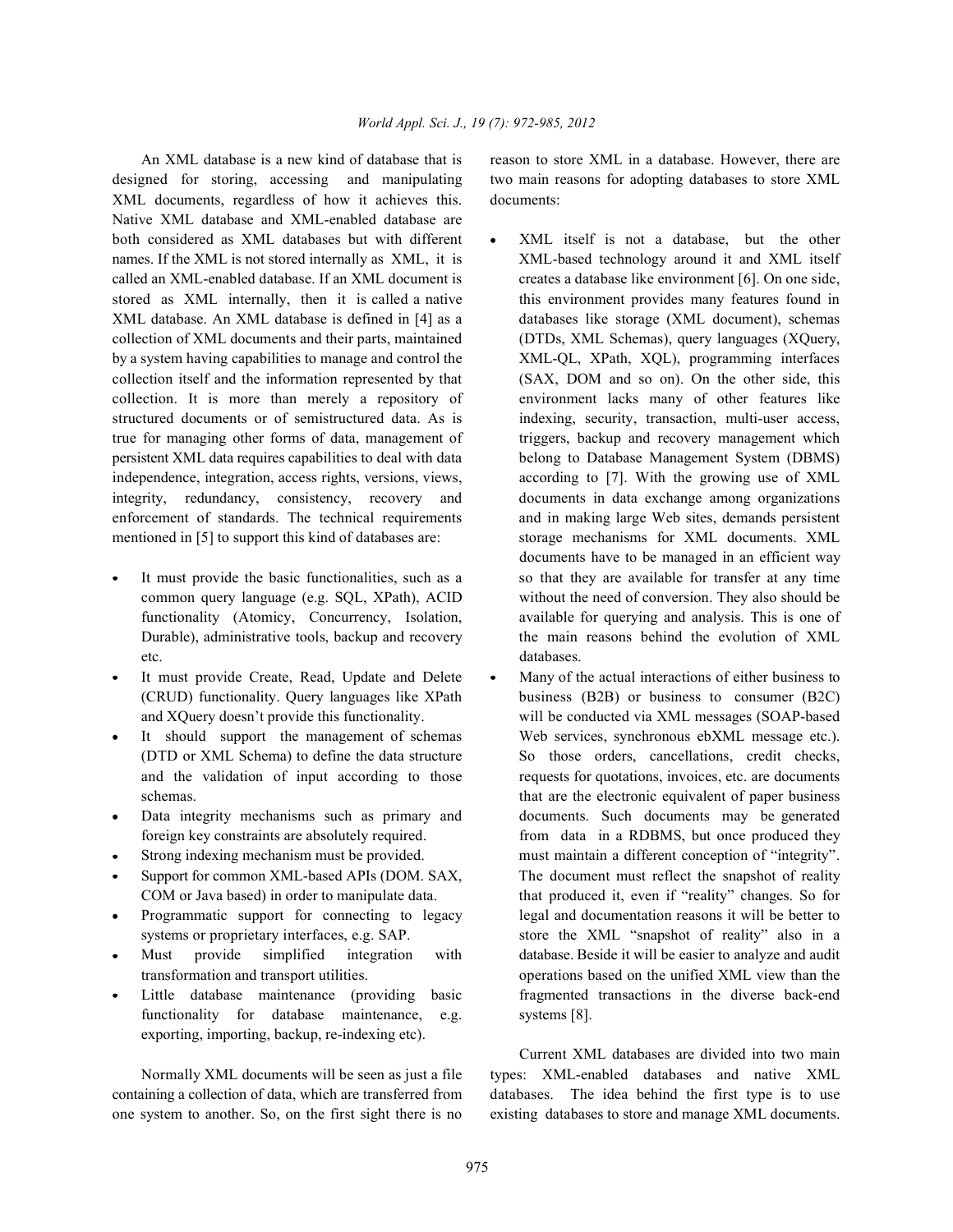An XML database is a new kind of database that is designed for storing, accessing and manipulating XML documents, regardless of how it achieves this. Native XML database and XML-enabled database are both considered as XML databases but with different names. If the XML is not stored internally as XML, it is called an XML-enabled database. If an XML document is stored as XML internally, then it is called a native XML database. An XML database is defined in [4] as a collection of XML documents and their parts, maintained by a system having capabilities to manage and control the collection itself and the information represented by that collection. It is more than merely a repository of structured documents or of semistructured data. As is true for managing other forms of data, management of persistent XML data requires capabilities to deal with data independence, integration, access rights, versions, views, integrity, redundancy, consistency, recovery and enforcement of standards. The technical requirements mentioned in [5] to support this kind of databases are:

- It must provide the basic functionalities, such as a common query language (e.g. SQL, XPath), ACID functionality (Atomicy, Concurrency, Isolation, Durable), administrative tools, backup and recovery etc.
- It must provide Create, Read, Update and Delete (CRUD) functionality. Query languages like XPath and XQuery doesn't provide this functionality.
- It should support the management of schemas (DTD or XML Schema) to define the data structure and the validation of input according to those schemas.
- Data integrity mechanisms such as primary and foreign key constraints are absolutely required.
- Strong indexing mechanism must be provided.
- Support for common XML-based APIs (DOM. SAX, COM or Java based) in order to manipulate data.
- Programmatic support for connecting to legacy systems or proprietary interfaces, e.g. SAP.
- Must provide simplified integration with transformation and transport utilities.
- Little database maintenance (providing basic functionality for database maintenance, e.g. exporting, importing, backup, re-indexing etc).

Normally XML documents will be seen as just a file containing a collection of data, which are transferred from one system to another. So, on the first sight there is no reason to store XML in a database. However, there are two main reasons for adopting databases to store XML documents:

- XML itself is not a database, but the other XML-based technology around it and XML itself creates a database like environment [6]. On one side, this environment provides many features found in databases like storage (XML document), schemas (DTDs, XML Schemas), query languages (XQuery, XML-QL, XPath, XQL), programming interfaces (SAX, DOM and so on). On the other side, this environment lacks many of other features like indexing, security, transaction, multi-user access, triggers, backup and recovery management which belong to Database Management System (DBMS) according to [7]. With the growing use of XML documents in data exchange among organizations and in making large Web sites, demands persistent storage mechanisms for XML documents. XML documents have to be managed in an efficient way so that they are available for transfer at any time without the need of conversion. They also should be available for querying and analysis. This is one of the main reasons behind the evolution of XML databases.
- Many of the actual interactions of either business to business (B2B) or business to consumer (B2C) will be conducted via XML messages (SOAP-based Web services, synchronous ebXML message etc.). So those orders, cancellations, credit checks, requests for quotations, invoices, etc. are documents that are the electronic equivalent of paper business documents. Such documents may be generated from data in a RDBMS, but once produced they must maintain a different conception of "integrity". The document must reflect the snapshot of reality that produced it, even if "reality" changes. So for legal and documentation reasons it will be better to store the XML "snapshot of reality" also in a database. Beside it will be easier to analyze and audit operations based on the unified XML view than the fragmented transactions in the diverse back-end systems [8].

Current XML databases are divided into two main types: XML-enabled databases and native XML databases. The idea behind the first type is to use existing databases to store and manage XML documents.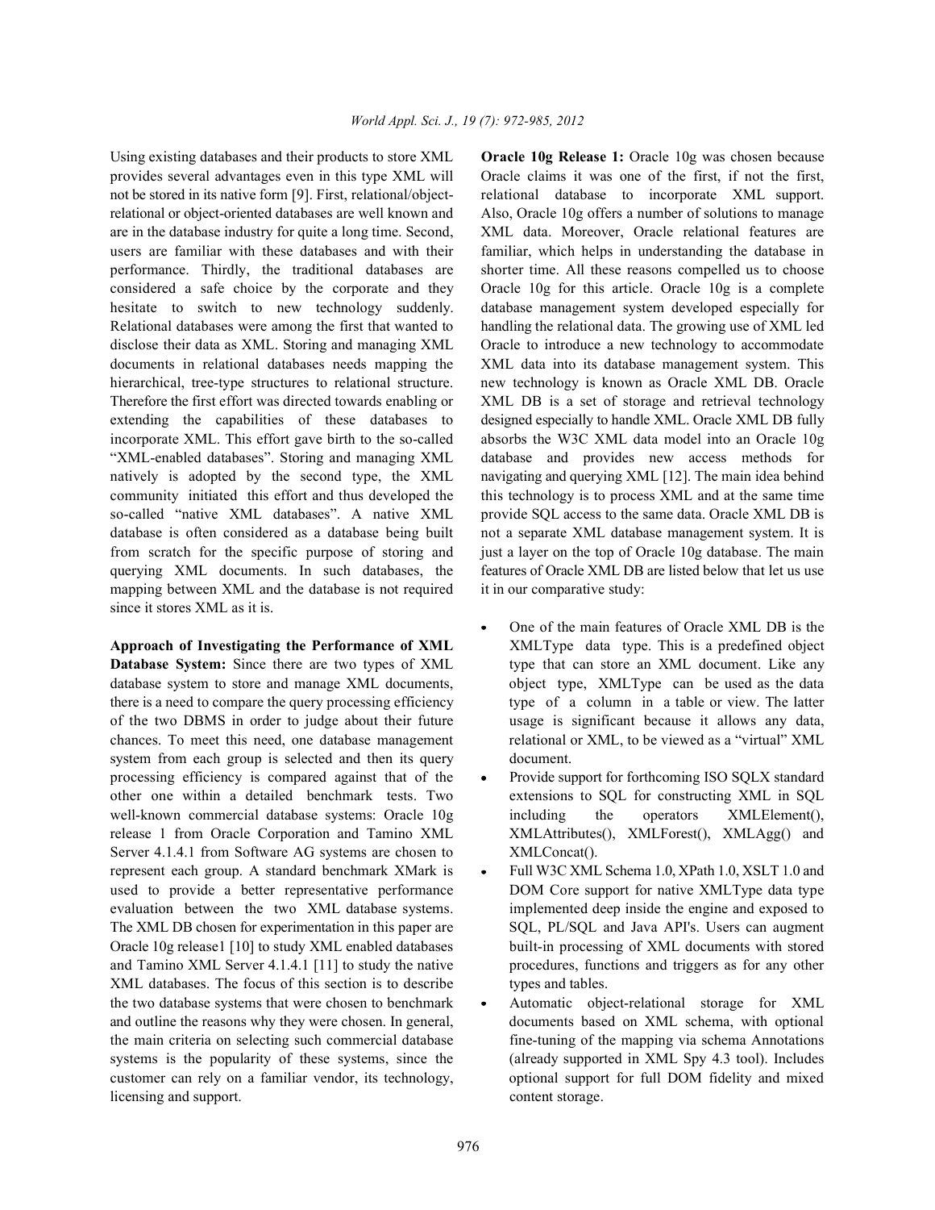Using existing databases and their products to store XML provides several advantages even in this type XML will not be stored in its native form [9]. First, relational/object-relational or object-oriented databases are well known and are in the database industry for quite a long time. Second, users are familiar with these databases and with their performance. Thirdly, the traditional databases are considered a safe choice by the corporate and they hesitate to switch to new technology suddenly. Relational databases were among the first that wanted to disclose their data as XML. Storing and managing XML documents in relational databases needs mapping the hierarchical, tree-type structures to relational structure. Therefore the first effort was directed towards enabling or extending the capabilities of these databases to incorporate XML. This effort gave birth to the so-called "XML-enabled databases". Storing and managing XML natively is adopted by the second type, the XML community initiated this effort and thus developed the so-called "native XML databases". A native XML database is often considered as a database being built from scratch for the specific purpose of storing and querying XML documents. In such databases, the mapping between XML and the database is not required since it stores XML as it is.

**Approach of Investigating the Performance of XML Database System:** Since there are two types of XML database system to store and manage XML documents, there is a need to compare the query processing efficiency of the two DBMS in order to judge about their future chances. To meet this need, one database management system from each group is selected and then its query processing efficiency is compared against that of the other one within a detailed benchmark tests. Two well-known commercial database systems: Oracle 10g release 1 from Oracle Corporation and Tamino XML Server 4.1.4.1 from Software AG systems are chosen to represent each group. A standard benchmark XMark is used to provide a better representative performance evaluation between the two XML database systems. The XML DB chosen for experimentation in this paper are Oracle 10g release1 [10] to study XML enabled databases and Tamino XML Server 4.1.4.1 [11] to study the native XML databases. The focus of this section is to describe the two database systems that were chosen to benchmark and outline the reasons why they were chosen. In general, the main criteria on selecting such commercial database systems is the popularity of these systems, since the customer can rely on a familiar vendor, its technology, licensing and support.

**Oracle 10g Release 1:** Oracle 10g was chosen because Oracle claims it was one of the first, if not the first, relational database to incorporate XML support. Also, Oracle 10g offers a number of solutions to manage XML data. Moreover, Oracle relational features are familiar, which helps in understanding the database in shorter time. All these reasons compelled us to choose Oracle 10g for this article. Oracle 10g is a complete database management system developed especially for handling the relational data. The growing use of XML led Oracle to introduce a new technology to accommodate XML data into its database management system. This new technology is known as Oracle XML DB. Oracle XML DB is a set of storage and retrieval technology designed especially to handle XML. Oracle XML DB fully absorbs the W3C XML data model into an Oracle 10g database and provides new access methods for navigating and querying XML [12]. The main idea behind this technology is to process XML and at the same time provide SQL access to the same data. Oracle XML DB is not a separate XML database management system. It is just a layer on the top of Oracle 10g database. The main features of Oracle XML DB are listed below that let us use it in our comparative study:

- One of the main features of Oracle XML DB is the XMLType data type. This is a predefined object type that can store an XML document. Like any object type, XMLType can be used as the data type of a column in a table or view. The latter usage is significant because it allows any data, relational or XML, to be viewed as a "virtual" XML document.
- Provide support for forthcoming ISO SQLX standard extensions to SQL for constructing XML in SQL including the operators XMLElement(), XMLAttributes(), XMLForest(), XMLAgg() and XMLConcat().
- Full W3C XML Schema 1.0, XPath 1.0, XSLT 1.0 and DOM Core support for native XMLType data type implemented deep inside the engine and exposed to SQL, PL/SQL and Java API's. Users can augment built-in processing of XML documents with stored procedures, functions and triggers as for any other types and tables.
- Automatic object-relational storage for XML documents based on XML schema, with optional fine-tuning of the mapping via schema Annotations (already supported in XML Spy 4.3 tool). Includes optional support for full DOM fidelity and mixed content storage.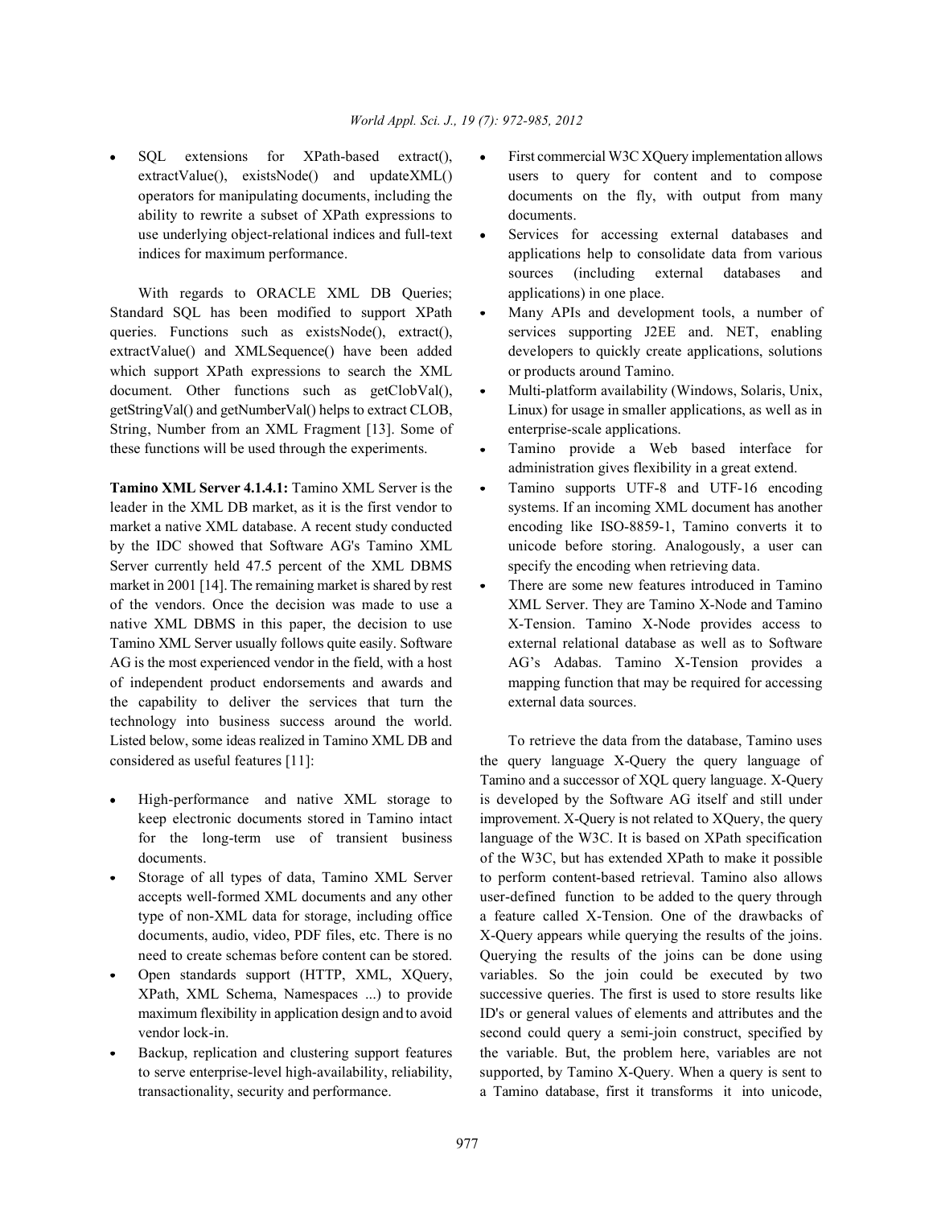- SQL extensions for XPath-based extract(), extractValue(), existsNode() and updateXML() operators for manipulating documents, including the ability to rewrite a subset of XPath expressions to use underlying object-relational indices and full-text indices for maximum performance.

With regards to ORACLE XML DB Queries; Standard SQL has been modified to support XPath queries. Functions such as existsNode(), extract(), extractValue() and XMLSequence() have been added which support XPath expressions to search the XML document. Other functions such as getClobVal(), getStringVal() and getNumberVal() helps to extract CLOB, String, Number from an XML Fragment [13]. Some of these functions will be used through the experiments.

**Tamino XML Server 4.1.4.1:** Tamino XML Server is the leader in the XML DB market, as it is the first vendor to market a native XML database. A recent study conducted by the IDC showed that Software AG's Tamino XML Server currently held 47.5 percent of the XML DBMS market in 2001 [14]. The remaining market is shared by rest of the vendors. Once the decision was made to use a native XML DBMS in this paper, the decision to use Tamino XML Server usually follows quite easily. Software AG is the most experienced vendor in the field, with a host of independent product endorsements and awards and the capability to deliver the services that turn the technology into business success around the world. Listed below, some ideas realized in Tamino XML DB and considered as useful features [11]:

- High-performance and native XML storage to keep electronic documents stored in Tamino intact for the long-term use of transient business documents.
- Storage of all types of data, Tamino XML Server accepts well-formed XML documents and any other type of non-XML data for storage, including office documents, audio, video, PDF files, etc. There is no need to create schemas before content can be stored.
- Open standards support (HTTP, XML, XQuery, XPath, XML Schema, Namespaces ...) to provide maximum flexibility in application design and to avoid vendor lock-in.
- Backup, replication and clustering support features to serve enterprise-level high-availability, reliability, transactionality, security and performance.
- First commercial W3C XQuery implementation allows users to query for content and to compose documents on the fly, with output from many documents.
- Services for accessing external databases and applications help to consolidate data from various sources (including external databases and applications) in one place.
- Many APIs and development tools, a number of services supporting J2EE and. NET, enabling developers to quickly create applications, solutions or products around Tamino.
- Multi-platform availability (Windows, Solaris, Unix, Linux) for usage in smaller applications, as well as in enterprise-scale applications.
- Tamino provide a Web based interface for administration gives flexibility in a great extend.
- Tamino supports UTF-8 and UTF-16 encoding systems. If an incoming XML document has another encoding like ISO-8859-1, Tamino converts it to unicode before storing. Analogously, a user can specify the encoding when retrieving data.
- There are some new features introduced in Tamino XML Server. They are Tamino X-Node and Tamino X-Tension. Tamino X-Node provides access to external relational database as well as to Software AG's Adabas. Tamino X-Tension provides a mapping function that may be required for accessing external data sources.

To retrieve the data from the database, Tamino uses the query language X-Query the query language of Tamino and a successor of XQL query language. X-Query is developed by the Software AG itself and still under improvement. X-Query is not related to XQuery, the query language of the W3C. It is based on XPath specification of the W3C, but has extended XPath to make it possible to perform content-based retrieval. Tamino also allows user-defined function to be added to the query through a feature called X-Tension. One of the drawbacks of X-Query appears while querying the results of the joins. Querying the results of the joins can be done using variables. So the join could be executed by two successive queries. The first is used to store results like ID's or general values of elements and attributes and the second could query a semi-join construct, specified by the variable. But, the problem here, variables are not supported, by Tamino X-Query. When a query is sent to a Tamino database, first it transforms it into unicode,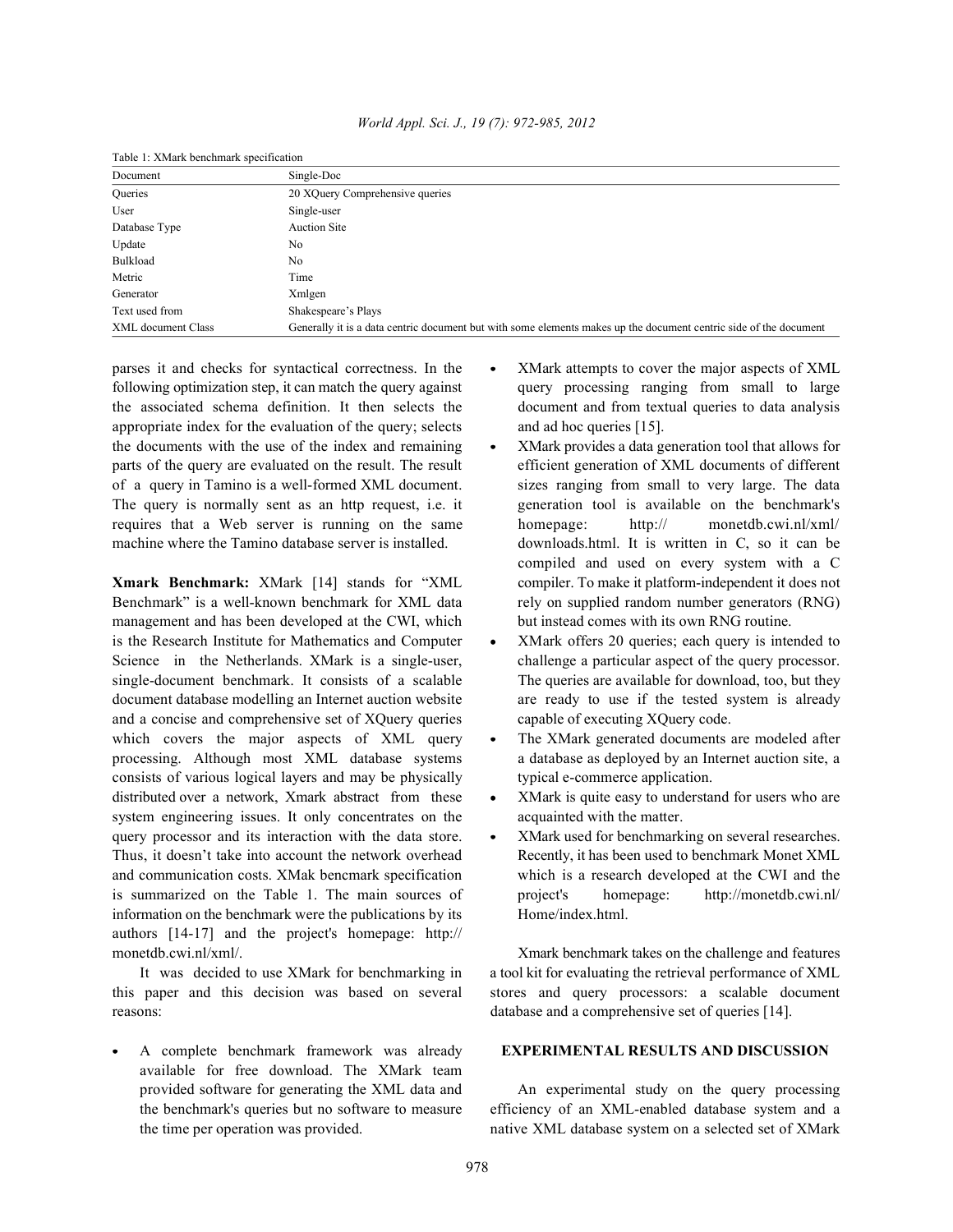Table 1: XMark benchmark specification

| Document | Single-Doc |
|---|---|
| Queries | 20 XQuery Comprehensive queries |
| User | Single-user |
| Database Type | Auction Site |
| Update | No |
| Bulkload | No |
| Metric | Time |
| Generator | Xmlgen |
| Text used from | Shakespeare's Plays |
| XML document Class | Generally it is a data centric document but with some elements makes up the document centric side of the document |

parses it and checks for syntactical correctness. In the following optimization step, it can match the query against the associated schema definition. It then selects the appropriate index for the evaluation of the query; selects the documents with the use of the index and remaining parts of the query are evaluated on the result. The result of a query in Tamino is a well-formed XML document. The query is normally sent as an http request, i.e. it requires that a Web server is running on the same machine where the Tamino database server is installed.

**Xmark Benchmark:** XMark [14] stands for "XML Benchmark" is a well-known benchmark for XML data management and has been developed at the CWI, which is the Research Institute for Mathematics and Computer Science in the Netherlands. XMark is a single-user, single-document benchmark. It consists of a scalable document database modelling an Internet auction website and a concise and comprehensive set of XQuery queries which covers the major aspects of XML query processing. Although most XML database systems consists of various logical layers and may be physically distributed over a network, Xmark abstract from these system engineering issues. It only concentrates on the query processor and its interaction with the data store. Thus, it doesn't take into account the network overhead and communication costs. XMak bencmark specification is summarized on the Table 1. The main sources of information on the benchmark were the publications by its authors [14-17] and the project's homepage: http:// monetdb.cwi.nl/xml/.

It was decided to use XMark for benchmarking in this paper and this decision was based on several reasons:

- A complete benchmark framework was already available for free download. The XMark team provided software for generating the XML data and the benchmark's queries but no software to measure the time per operation was provided.
- XMark attempts to cover the major aspects of XML query processing ranging from small to large document and from textual queries to data analysis and ad hoc queries [15].
- XMark provides a data generation tool that allows for efficient generation of XML documents of different sizes ranging from small to very large. The data generation tool is available on the benchmark's homepage: http:// monetdb.cwi.nl/xml/ downloads.html. It is written in C, so it can be compiled and used on every system with a C compiler. To make it platform-independent it does not rely on supplied random number generators (RNG) but instead comes with its own RNG routine.
- XMark offers 20 queries; each query is intended to challenge a particular aspect of the query processor. The queries are available for download, too, but they are ready to use if the tested system is already capable of executing XQuery code.
- The XMark generated documents are modeled after a database as deployed by an Internet auction site, a typical e-commerce application.
- XMark is quite easy to understand for users who are acquainted with the matter.
- XMark used for benchmarking on several researches. Recently, it has been used to benchmark Monet XML which is a research developed at the CWI and the project's homepage: http://monetdb.cwi.nl/ Home/index.html.

Xmark benchmark takes on the challenge and features a tool kit for evaluating the retrieval performance of XML stores and query processors: a scalable document database and a comprehensive set of queries [14].

## EXPERIMENTAL RESULTS AND DISCUSSION

An experimental study on the query processing efficiency of an XML-enabled database system and a native XML database system on a selected set of XMark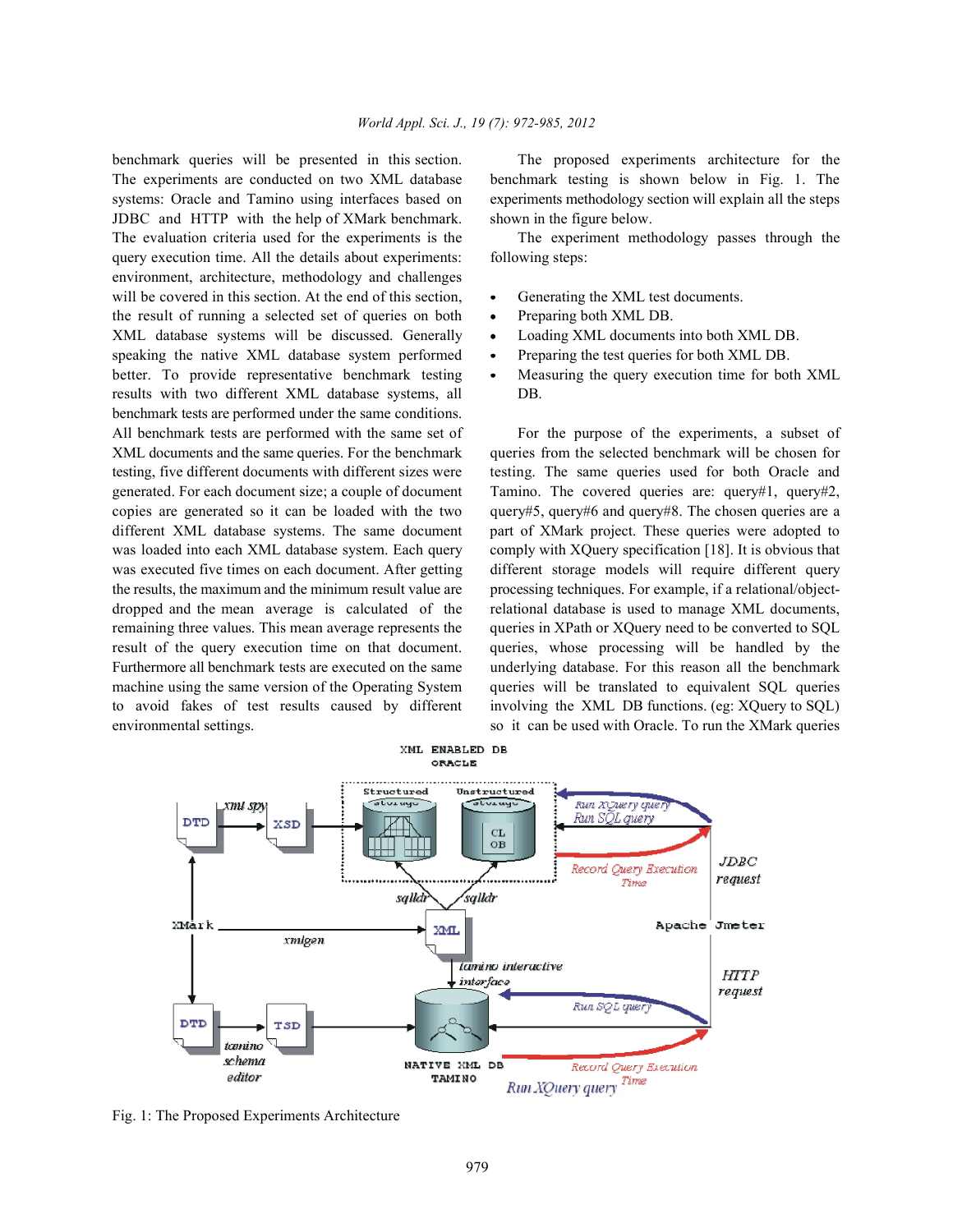benchmark queries will be presented in this section. The experiments are conducted on two XML database systems: Oracle and Tamino using interfaces based on JDBC and HTTP with the help of XMark benchmark. The evaluation criteria used for the experiments is the query execution time. All the details about experiments: environment, architecture, methodology and challenges will be covered in this section. At the end of this section, the result of running a selected set of queries on both XML database systems will be discussed. Generally speaking the native XML database system performed better. To provide representative benchmark testing results with two different XML database systems, all benchmark tests are performed under the same conditions. All benchmark tests are performed with the same set of XML documents and the same queries. For the benchmark testing, five different documents with different sizes were generated. For each document size; a couple of document copies are generated so it can be loaded with the two different XML database systems. The same document was loaded into each XML database system. Each query was executed five times on each document. After getting the results, the maximum and the minimum result value are dropped and the mean average is calculated of the remaining three values. This mean average represents the result of the query execution time on that document. Furthermore all benchmark tests are executed on the same machine using the same version of the Operating System to avoid fakes of test results caused by different environmental settings.

The proposed experiments architecture for the benchmark testing is shown below in Fig. 1. The experiments methodology section will explain all the steps shown in the figure below.

The experiment methodology passes through the following steps:

- Generating the XML test documents.
- Preparing both XML DB.
- Loading XML documents into both XML DB.
- Preparing the test queries for both XML DB.
- Measuring the query execution time for both XML DB.

For the purpose of the experiments, a subset of queries from the selected benchmark will be chosen for testing. The same queries used for both Oracle and Tamino. The covered queries are: query#1, query#2, query#5, query#6 and query#8. The chosen queries are a part of XMark project. These queries were adopted to comply with XQuery specification [18]. It is obvious that different storage models will require different query processing techniques. For example, if a relational/object-relational database is used to manage XML documents, queries in XPath or XQuery need to be converted to SQL queries, whose processing will be handled by the underlying database. For this reason all the benchmark queries will be translated to equivalent SQL queries involving the XML DB functions. (eg: XQuery to SQL) so it can be used with Oracle. To run the XMark queries

Fig. 1: The Proposed Experiments Architecture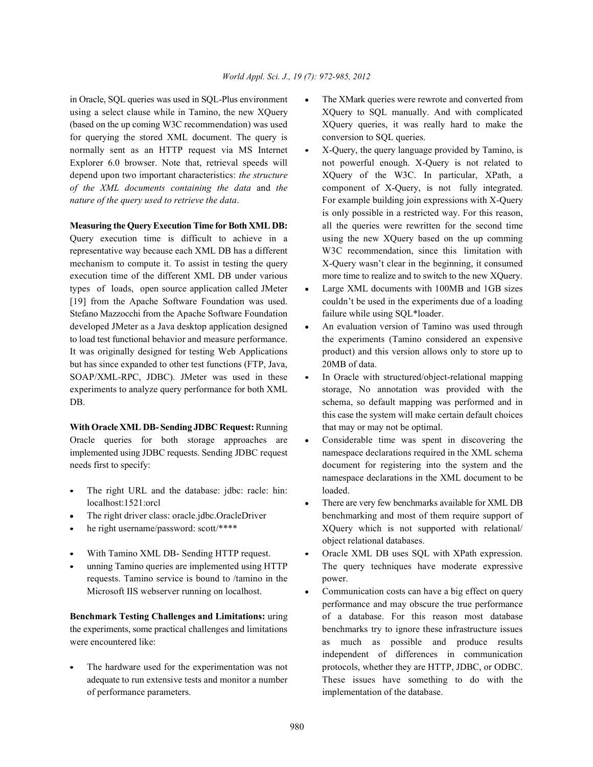in Oracle, SQL queries was used in SQL-Plus environment using a select clause while in Tamino, the new XQuery (based on the up coming W3C recommendation) was used for querying the stored XML document. The query is normally sent as an HTTP request via MS Internet Explorer 6.0 browser. Note that, retrieval speeds will depend upon two important characteristics: *the structure of the XML documents containing the data* and *the nature of the query used to retrieve the data*.

**Measuring the Query Execution Time for Both XML DB:** Query execution time is difficult to achieve in a representative way because each XML DB has a different mechanism to compute it. To assist in testing the query execution time of the different XML DB under various types of loads, open source application called JMeter [19] from the Apache Software Foundation was used. Stefano Mazzocchi from the Apache Software Foundation developed JMeter as a Java desktop application designed to load test functional behavior and measure performance. It was originally designed for testing Web Applications but has since expanded to other test functions (FTP, Java, SOAP/XML-RPC, JDBC). JMeter was used in these experiments to analyze query performance for both XML DB.

**With Oracle XML DB- Sending JDBC Request:** Running Oracle queries for both storage approaches are implemented using JDBC requests. Sending JDBC request needs first to specify:

- The right URL and the database: jdbc: racle: hin: localhost:1521:orcl
- The right driver class: oracle.jdbc.OracleDriver
- he right username/password: scott/****

- With Tamino XML DB- Sending HTTP request.
- unning Tamino queries are implemented using HTTP requests. Tamino service is bound to /tamino in the Microsoft IIS webserver running on localhost.

**Benchmark Testing Challenges and Limitations:** uring the experiments, some practical challenges and limitations were encountered like:

- The hardware used for the experimentation was not adequate to run extensive tests and monitor a number of performance parameters.
- The XMark queries were rewrote and converted from XQuery to SQL manually. And with complicated XQuery queries, it was really hard to make the conversion to SQL queries.
- X-Query, the query language provided by Tamino, is not powerful enough. X-Query is not related to XQuery of the W3C. In particular, XPath, a component of X-Query, is not fully integrated. For example building join expressions with X-Query is only possible in a restricted way. For this reason, all the queries were rewritten for the second time using the new XQuery based on the up comming W3C recommendation, since this limitation with X-Query wasn't clear in the beginning, it consumed more time to realize and to switch to the new XQuery.
- Large XML documents with 100MB and 1GB sizes couldn't be used in the experiments due of a loading failure while using SQL*loader.
- An evaluation version of Tamino was used through the experiments (Tamino considered an expensive product) and this version allows only to store up to 20MB of data.
- In Oracle with structured/object-relational mapping storage, No annotation was provided with the schema, so default mapping was performed and in this case the system will make certain default choices that may or may not be optimal.
- Considerable time was spent in discovering the namespace declarations required in the XML schema document for registering into the system and the namespace declarations in the XML document to be loaded.
- There are very few benchmarks available for XML DB benchmarking and most of them require support of XQuery which is not supported with relational/ object relational databases.
- Oracle XML DB uses SQL with XPath expression. The query techniques have moderate expressive power.
- Communication costs can have a big effect on query performance and may obscure the true performance of a database. For this reason most database benchmarks try to ignore these infrastructure issues as much as possible and produce results independent of differences in communication protocols, whether they are HTTP, JDBC, or ODBC. These issues have something to do with the implementation of the database.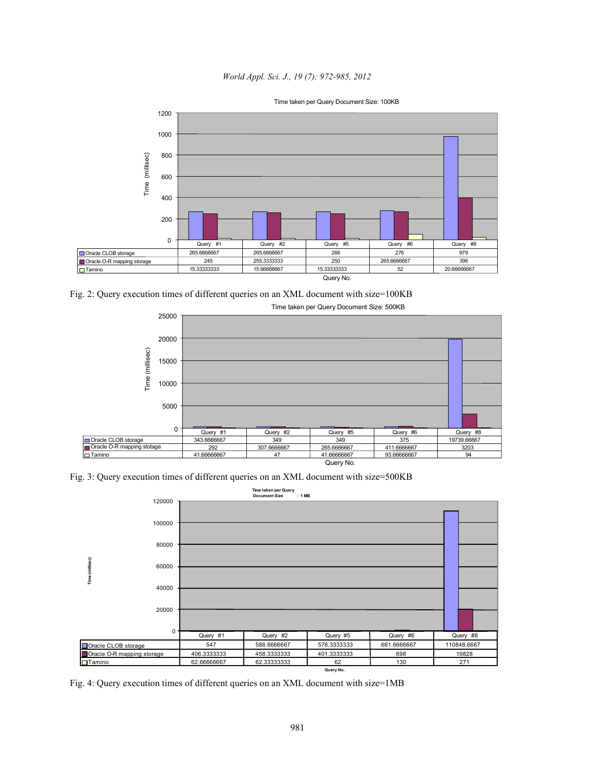Time taken per Query Document Size: 100KB

| | Query #1 | Query #2 | Query #5 | Query #6 | Query #8 |
|---|---|---|---|---|---|
| Oracle CLOB storage | 265.6666667 | 265.6666667 | 266 | 276 | 979 |
| Oracle O-R mapping storage | 245 | 255.3333333 | 250 | 265.6666667 | 396 |
| Tamino | 15.33333333 | 15.66666667 | 15.33333333 | 52 | 20.66666667 |

Fig. 2: Query execution times of different queries on an XML document with size=100KB

Time taken per Query Document Size: 500KB

| | Query #1 | Query #2 | Query #5 | Query #6 | Query #8 |
|---|---|---|---|---|---|
| Oracle CLOB storage | 343.6666667 | 349 | 349 | 375 | 19739.66667 |
| Oracle O-R mapping stotage | 292 | 307.6666667 | 265.6666667 | 411.6666667 | 3203 |
| Tamino | 41.66666667 | 47 | 41.66666667 | 93.66666667 | 94 |

Fig. 3: Query execution times of different queries on an XML document with size=500KB

Time taken per Query Document Size : 1 MB

| | Query #1 | Query #2 | Query #5 | Query #6 | Query #8 |
|---|---|---|---|---|---|
| Oracle CLOB storage | 547 | 588.6666667 | 578.3333333 | 661.6666667 | 110848.6667 |
| Oracle O-R mapping storage | 406.3333333 | 458.3333333 | 401.3333333 | 698 | 19828 |
| Tamino | 62.66666667 | 62.33333333 | 62 | 130 | 271 |

Fig. 4: Query execution times of different queries on an XML document with size=1MB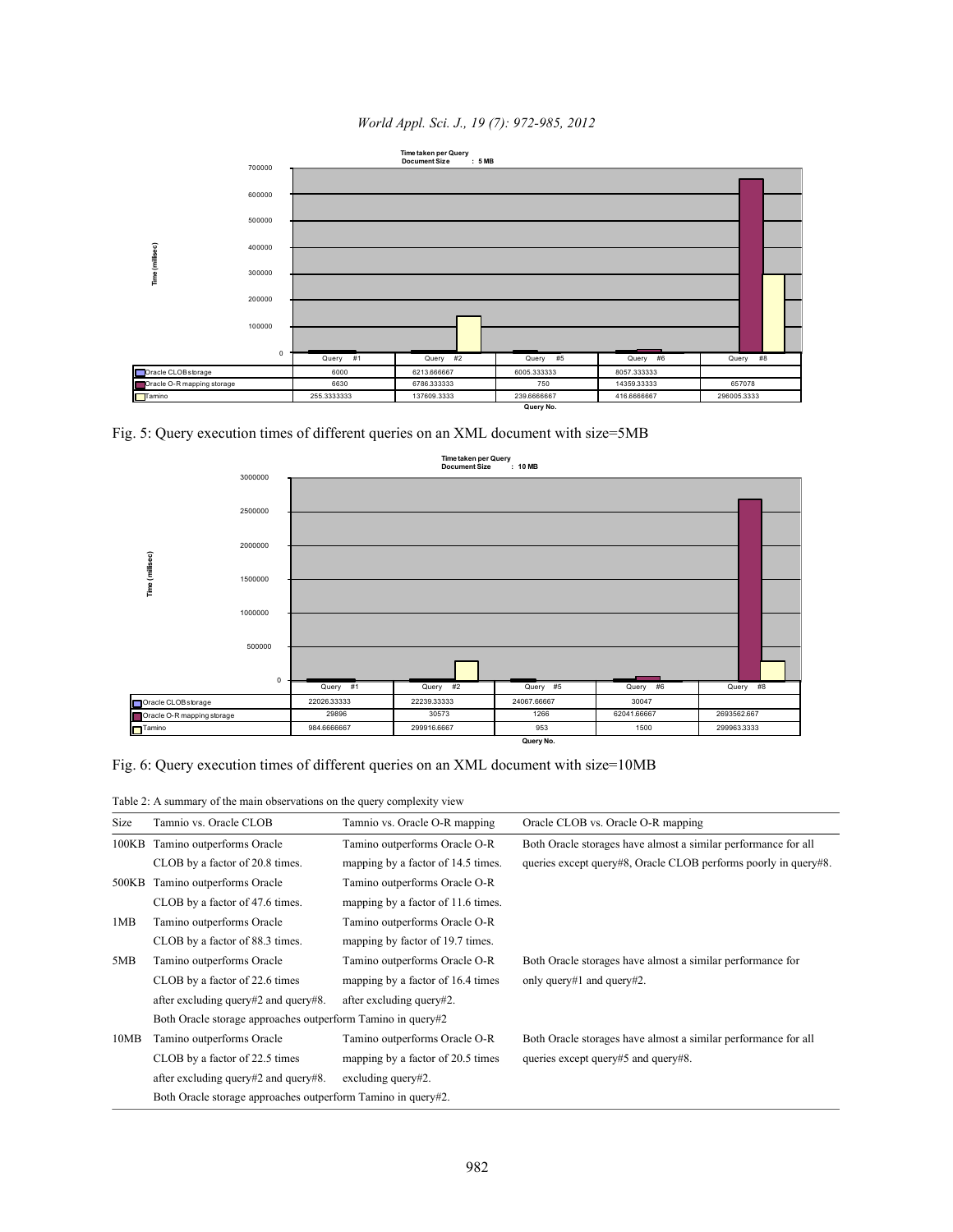Time taken per Query
Document Size : 5 MB

| | Query #1 | Query #2 | Query #5 | Query #6 | Query #8 |
|---|---|---|---|---|---|
| Oracle CLOB storage | 6000 | 6213.666667 | 6005.333333 | 8057.333333 | |
| Oracle O-R mapping storage | 6630 | 6786.333333 | 750 | 14359.33333 | 657078 |
| Tamino | 255.3333333 | 137609.3333 | 239.6666667 | 416.6666667 | 296005.3333 |

Fig. 5: Query execution times of different queries on an XML document with size=5MB

Time taken per Query
Document Size : 10 MB

| | Query #1 | Query #2 | Query #5 | Query #6 | Query #8 |
|---|---|---|---|---|---|
| Oracle CLOB storage | 22026.33333 | 22239.33333 | 24067.66667 | 30047 | |
| Oracle O-R mapping storage | 29896 | 30573 | 1266 | 62041.66667 | 2693562.667 |
| Tamino | 984.6666667 | 299916.6667 | 953 | 1500 | 299963.3333 |

Fig. 6: Query execution times of different queries on an XML document with size=10MB

Table 2: A summary of the main observations on the query complexity view

| Size | Tamnio vs. Oracle CLOB | Tamnio vs. Oracle O-R mapping | Oracle CLOB vs. Oracle O-R mapping |
|---|---|---|---|
| 100KB | Tamino outperforms Oracle CLOB by a factor of 20.8 times. | Tamino outperforms Oracle O-R mapping by a factor of 14.5 times. | Both Oracle storages have almost a similar performance for all queries except query#8, Oracle CLOB performs poorly in query#8. |
| 500KB | Tamino outperforms Oracle CLOB by a factor of 47.6 times. | Tamino outperforms Oracle O-R mapping by a factor of 11.6 times. | |
| 1MB | Tamino outperforms Oracle CLOB by a factor of 88.3 times. | Tamino outperforms Oracle O-R mapping by factor of 19.7 times. | |
| 5MB | Tamino outperforms Oracle CLOB by a factor of 22.6 times after excluding query#2 and query#8. | Tamino outperforms Oracle O-R mapping by a factor of 16.4 times after excluding query#2. | Both Oracle storages have almost a similar performance for only query#1 and query#2. |
| | Both Oracle storage approaches outperform Tamino in query#2 | | |
| 10MB | Tamino outperforms Oracle CLOB by a factor of 22.5 times after excluding query#2 and query#8. | Tamino outperforms Oracle O-R mapping by a factor of 20.5 times excluding query#2. | Both Oracle storages have almost a similar performance for all queries except query#5 and query#8. |
| | Both Oracle storage approaches outperform Tamino in query#2. | | |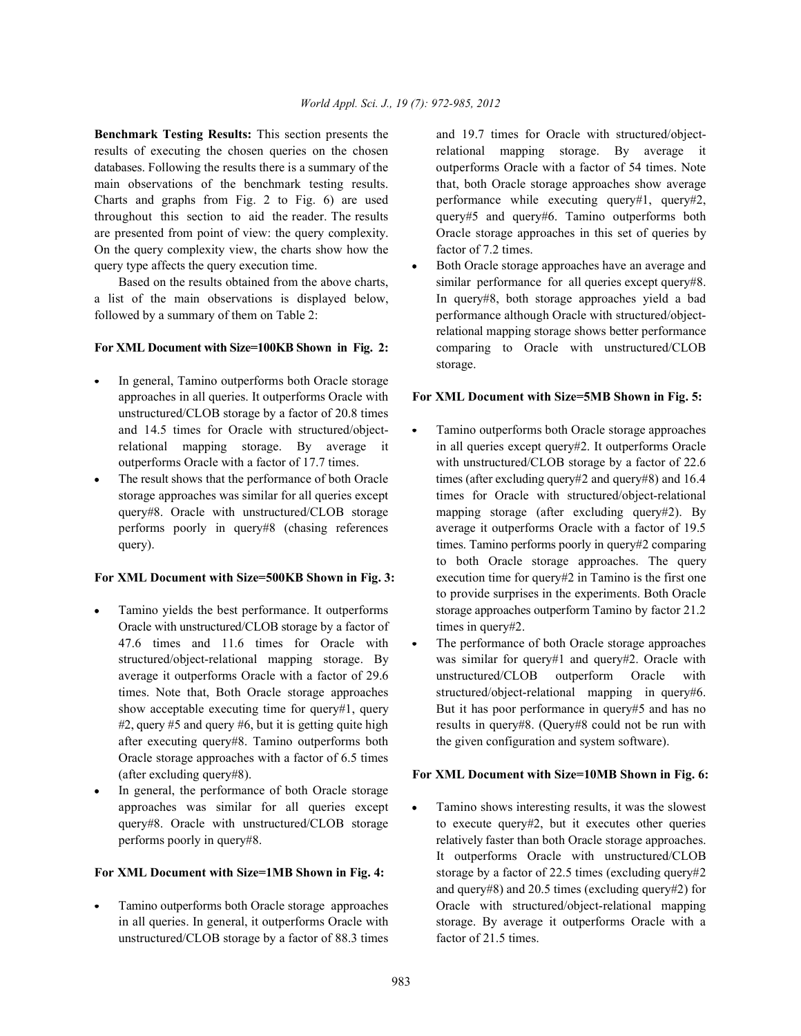**Benchmark Testing Results:** This section presents the results of executing the chosen queries on the chosen databases. Following the results there is a summary of the main observations of the benchmark testing results. Charts and graphs from Fig. 2 to Fig. 6) are used throughout this section to aid the reader. The results are presented from point of view: the query complexity. On the query complexity view, the charts show how the query type affects the query execution time.

Based on the results obtained from the above charts, a list of the main observations is displayed below, followed by a summary of them on Table 2:

**For XML Document with Size=100KB Shown in Fig. 2:**

- In general, Tamino outperforms both Oracle storage approaches in all queries. It outperforms Oracle with unstructured/CLOB storage by a factor of 20.8 times and 14.5 times for Oracle with structured/object-relational mapping storage. By average it outperforms Oracle with a factor of 17.7 times.
- The result shows that the performance of both Oracle storage approaches was similar for all queries except query#8. Oracle with unstructured/CLOB storage performs poorly in query#8 (chasing references query).

**For XML Document with Size=500KB Shown in Fig. 3:**

- Tamino yields the best performance. It outperforms Oracle with unstructured/CLOB storage by a factor of 47.6 times and 11.6 times for Oracle with structured/object-relational mapping storage. By average it outperforms Oracle with a factor of 29.6 times. Note that, Both Oracle storage approaches show acceptable executing time for query#1, query #2, query #5 and query #6, but it is getting quite high after executing query#8. Tamino outperforms both Oracle storage approaches with a factor of 6.5 times (after excluding query#8).
- In general, the performance of both Oracle storage approaches was similar for all queries except query#8. Oracle with unstructured/CLOB storage performs poorly in query#8.

**For XML Document with Size=1MB Shown in Fig. 4:**

- Tamino outperforms both Oracle storage approaches in all queries. In general, it outperforms Oracle with unstructured/CLOB storage by a factor of 88.3 times and 19.7 times for Oracle with structured/object-relational mapping storage. By average it outperforms Oracle with a factor of 54 times. Note that, both Oracle storage approaches show average performance while executing query#1, query#2, query#5 and query#6. Tamino outperforms both Oracle storage approaches in this set of queries by factor of 7.2 times.
- Both Oracle storage approaches have an average and similar performance for all queries except query#8. In query#8, both storage approaches yield a bad performance although Oracle with structured/object-relational mapping storage shows better performance comparing to Oracle with unstructured/CLOB storage.

**For XML Document with Size=5MB Shown in Fig. 5:**

- Tamino outperforms both Oracle storage approaches in all queries except query#2. It outperforms Oracle with unstructured/CLOB storage by a factor of 22.6 times (after excluding query#2 and query#8) and 16.4 times for Oracle with structured/object-relational mapping storage (after excluding query#2). By average it outperforms Oracle with a factor of 19.5 times. Tamino performs poorly in query#2 comparing to both Oracle storage approaches. The query execution time for query#2 in Tamino is the first one to provide surprises in the experiments. Both Oracle storage approaches outperform Tamino by factor 21.2 times in query#2.
- The performance of both Oracle storage approaches was similar for query#1 and query#2. Oracle with unstructured/CLOB outperform Oracle with structured/object-relational mapping in query#6. But it has poor performance in query#5 and has no results in query#8. (Query#8 could not be run with the given configuration and system software).

**For XML Document with Size=10MB Shown in Fig. 6:**

- Tamino shows interesting results, it was the slowest to execute query#2, but it executes other queries relatively faster than both Oracle storage approaches. It outperforms Oracle with unstructured/CLOB storage by a factor of 22.5 times (excluding query#2 and query#8) and 20.5 times (excluding query#2) for Oracle with structured/object-relational mapping storage. By average it outperforms Oracle with a factor of 21.5 times.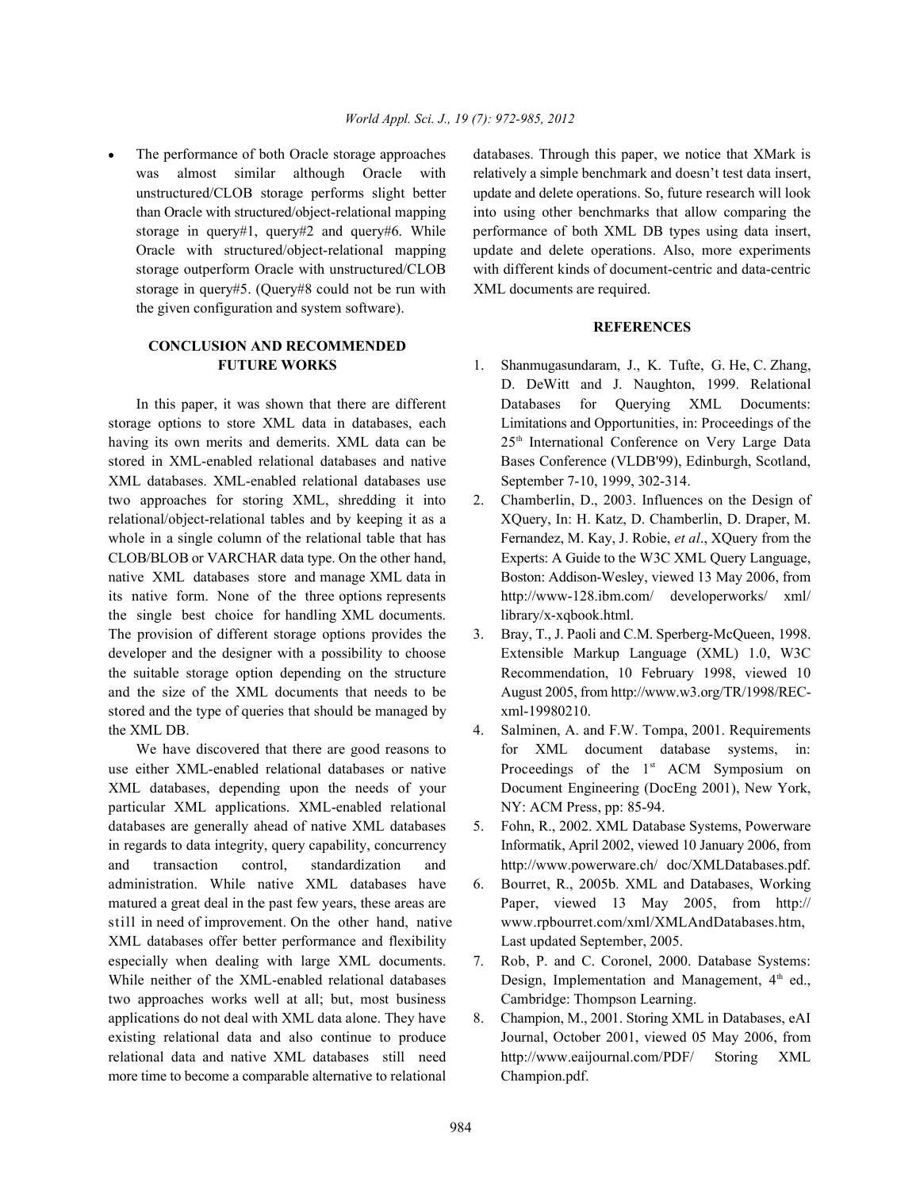- The performance of both Oracle storage approaches was almost similar although Oracle with unstructured/CLOB storage performs slight better than Oracle with structured/object-relational mapping storage in query#1, query#2 and query#6. While Oracle with structured/object-relational mapping storage outperform Oracle with unstructured/CLOB storage in query#5. (Query#8 could not be run with the given configuration and system software).

## CONCLUSION AND RECOMMENDED FUTURE WORKS

In this paper, it was shown that there are different storage options to store XML data in databases, each having its own merits and demerits. XML data can be stored in XML-enabled relational databases and native XML databases. XML-enabled relational databases use two approaches for storing XML, shredding it into relational/object-relational tables and by keeping it as a whole in a single column of the relational table that has CLOB/BLOB or VARCHAR data type. On the other hand, native XML databases store and manage XML data in its native form. None of the three options represents the single best choice for handling XML documents. The provision of different storage options provides the developer and the designer with a possibility to choose the suitable storage option depending on the structure and the size of the XML documents that needs to be stored and the type of queries that should be managed by the XML DB.

We have discovered that there are good reasons to use either XML-enabled relational databases or native XML databases, depending upon the needs of your particular XML applications. XML-enabled relational databases are generally ahead of native XML databases in regards to data integrity, query capability, concurrency and transaction control, standardization and administration. While native XML databases have matured a great deal in the past few years, these areas are still in need of improvement. On the other hand, native XML databases offer better performance and flexibility especially when dealing with large XML documents. While neither of the XML-enabled relational databases two approaches works well at all; but, most business applications do not deal with XML data alone. They have existing relational data and also continue to produce relational data and native XML databases still need more time to become a comparable alternative to relational databases. Through this paper, we notice that XMark is relatively a simple benchmark and doesn't test data insert, update and delete operations. So, future research will look into using other benchmarks that allow comparing the performance of both XML DB types using data insert, update and delete operations. Also, more experiments with different kinds of document-centric and data-centric XML documents are required.

## REFERENCES

1. Shanmugasundaram, J., K. Tufte, G. He, C. Zhang, D. DeWitt and J. Naughton, 1999. Relational Databases for Querying XML Documents: Limitations and Opportunities, in: Proceedings of the 25th International Conference on Very Large Data Bases Conference (VLDB'99), Edinburgh, Scotland, September 7-10, 1999, 302-314.
2. Chamberlin, D., 2003. Influences on the Design of XQuery, In: H. Katz, D. Chamberlin, D. Draper, M. Fernandez, M. Kay, J. Robie, *et al*., XQuery from the Experts: A Guide to the W3C XML Query Language, Boston: Addison-Wesley, viewed 13 May 2006, from http://www-128.ibm.com/ developerworks/ xml/ library/x-xqbook.html.
3. Bray, T., J. Paoli and C.M. Sperberg-McQueen, 1998. Extensible Markup Language (XML) 1.0, W3C Recommendation, 10 February 1998, viewed 10 August 2005, from http://www.w3.org/TR/1998/REC-xml-19980210.
4. Salminen, A. and F.W. Tompa, 2001. Requirements for XML document database systems, in: Proceedings of the 1st ACM Symposium on Document Engineering (DocEng 2001), New York, NY: ACM Press, pp: 85-94.
5. Fohn, R., 2002. XML Database Systems, Powerware Informatik, April 2002, viewed 10 January 2006, from http://www.powerware.ch/ doc/XMLDatabases.pdf.
6. Bourret, R., 2005b. XML and Databases, Working Paper, viewed 13 May 2005, from http:// www.rpbourret.com/xml/XMLAndDatabases.htm, Last updated September, 2005.
7. Rob, P. and C. Coronel, 2000. Database Systems: Design, Implementation and Management, 4th ed., Cambridge: Thompson Learning.
8. Champion, M., 2001. Storing XML in Databases, eAI Journal, October 2001, viewed 05 May 2006, from http://www.eaijournal.com/PDF/ Storing XML Champion.pdf.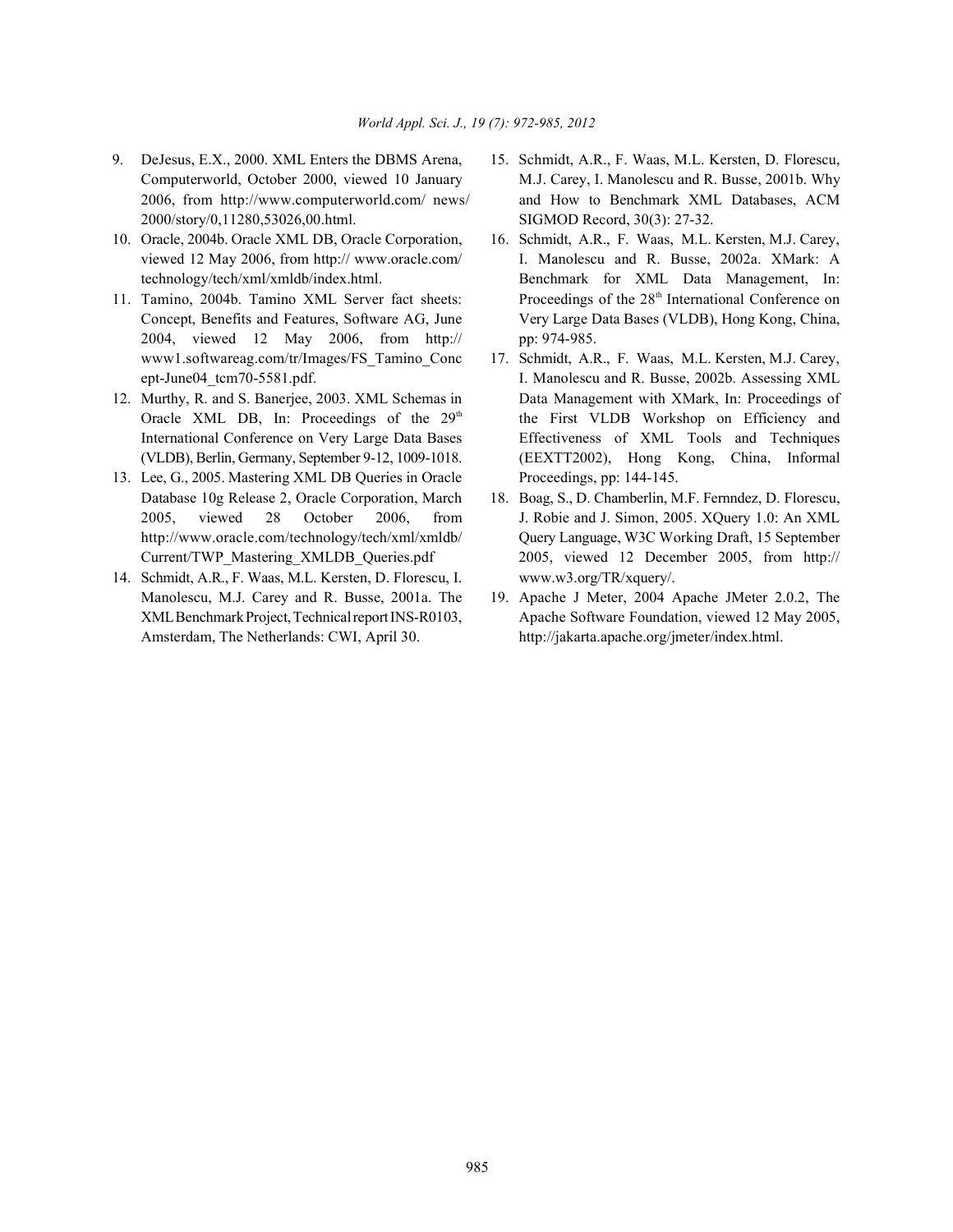9. DeJesus, E.X., 2000. XML Enters the DBMS Arena, Computerworld, October 2000, viewed 10 January 2006, from http://www.computerworld.com/ news/ 2000/story/0,11280,53026,00.html.
10. Oracle, 2004b. Oracle XML DB, Oracle Corporation, viewed 12 May 2006, from http:// www.oracle.com/ technology/tech/xml/xmldb/index.html.
11. Tamino, 2004b. Tamino XML Server fact sheets: Concept, Benefits and Features, Software AG, June 2004, viewed 12 May 2006, from http:// www1.softwareag.com/tr/Images/FS_Tamino_Concept-June04_tcm70-5581.pdf.
12. Murthy, R. and S. Banerjee, 2003. XML Schemas in Oracle XML DB, In: Proceedings of the 29th International Conference on Very Large Data Bases (VLDB), Berlin, Germany, September 9-12, 1009-1018.
13. Lee, G., 2005. Mastering XML DB Queries in Oracle Database 10g Release 2, Oracle Corporation, March 2005, viewed 28 October 2006, from http://www.oracle.com/technology/tech/xml/xmldb/ Current/TWP_Mastering_XMLDB_Queries.pdf
14. Schmidt, A.R., F. Waas, M.L. Kersten, D. Florescu, I. Manolescu, M.J. Carey and R. Busse, 2001a. The XML Benchmark Project, Technical report INS-R0103, Amsterdam, The Netherlands: CWI, April 30.
15. Schmidt, A.R., F. Waas, M.L. Kersten, D. Florescu, M.J. Carey, I. Manolescu and R. Busse, 2001b. Why and How to Benchmark XML Databases, ACM SIGMOD Record, 30(3): 27-32.
16. Schmidt, A.R., F. Waas, M.L. Kersten, M.J. Carey, I. Manolescu and R. Busse, 2002a. XMark: A Benchmark for XML Data Management, In: Proceedings of the 28th International Conference on Very Large Data Bases (VLDB), Hong Kong, China, pp: 974-985.
17. Schmidt, A.R., F. Waas, M.L. Kersten, M.J. Carey, I. Manolescu and R. Busse, 2002b. Assessing XML Data Management with XMark, In: Proceedings of the First VLDB Workshop on Efficiency and Effectiveness of XML Tools and Techniques (EEXTT2002), Hong Kong, China, Informal Proceedings, pp: 144-145.
18. Boag, S., D. Chamberlin, M.F. Fernndez, D. Florescu, J. Robie and J. Simon, 2005. XQuery 1.0: An XML Query Language, W3C Working Draft, 15 September 2005, viewed 12 December 2005, from http:// www.w3.org/TR/xquery/.
19. Apache J Meter, 2004 Apache JMeter 2.0.2, The Apache Software Foundation, viewed 12 May 2005, http://jakarta.apache.org/jmeter/index.html.